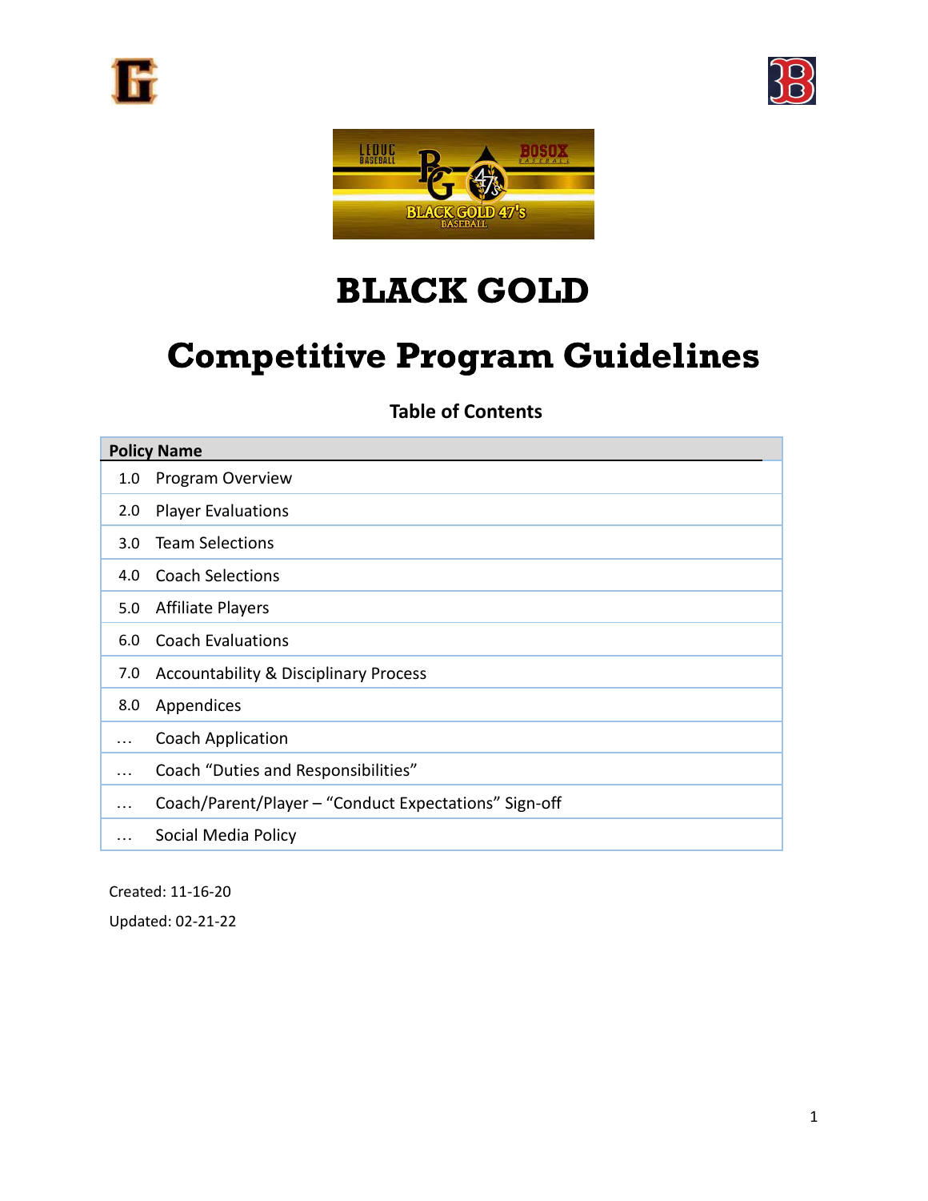# BLACK GOLD

# Competitive Program Guidelines

**Table of Contents**

| Policy Name | |
|---|---|
| 1.0 | Program Overview |
| 2.0 | Player Evaluations |
| 3.0 | Team Selections |
| 4.0 | Coach Selections |
| 5.0 | Affiliate Players |
| 6.0 | Coach Evaluations |
| 7.0 | Accountability & Disciplinary Process |
| 8.0 | Appendices |
| … | Coach Application |
| … | Coach "Duties and Responsibilities" |
| … | Coach/Parent/Player – "Conduct Expectations" Sign-off |
| … | Social Media Policy |

Created: 11-16-20

Updated: 02-21-22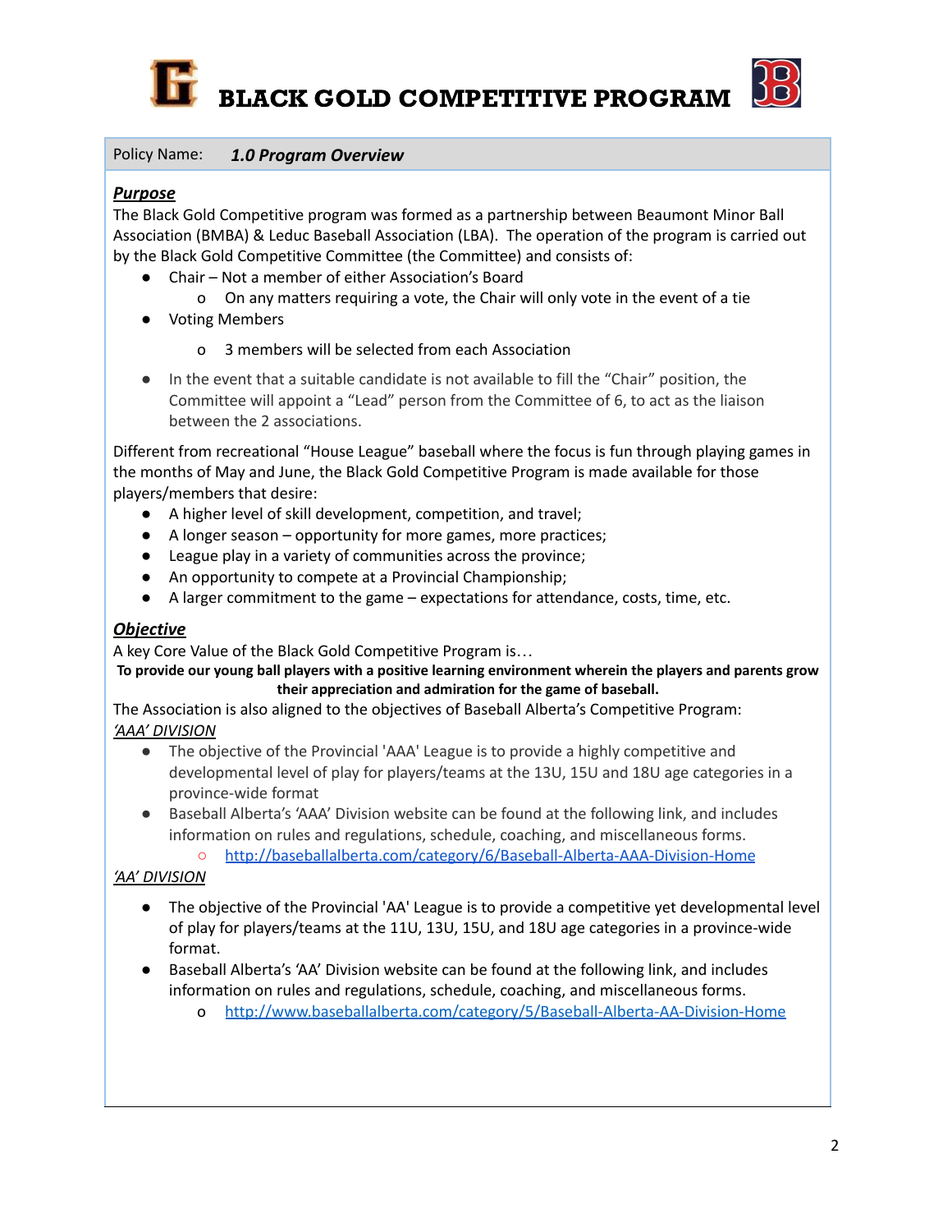# BLACK GOLD COMPETITIVE PROGRAM

Policy Name: ***1.0 Program Overview***

***Purpose***

The Black Gold Competitive program was formed as a partnership between Beaumont Minor Ball Association (BMBA) & Leduc Baseball Association (LBA). The operation of the program is carried out by the Black Gold Competitive Committee (the Committee) and consists of:

- Chair – Not a member of either Association's Board
  - On any matters requiring a vote, the Chair will only vote in the event of a tie
- Voting Members
  - 3 members will be selected from each Association
- In the event that a suitable candidate is not available to fill the "Chair" position, the Committee will appoint a "Lead" person from the Committee of 6, to act as the liaison between the 2 associations.

Different from recreational "House League" baseball where the focus is fun through playing games in the months of May and June, the Black Gold Competitive Program is made available for those players/members that desire:

- A higher level of skill development, competition, and travel;
- A longer season – opportunity for more games, more practices;
- League play in a variety of communities across the province;
- An opportunity to compete at a Provincial Championship;
- A larger commitment to the game – expectations for attendance, costs, time, etc.

***Objective***

A key Core Value of the Black Gold Competitive Program is…

**To provide our young ball players with a positive learning environment wherein the players and parents grow their appreciation and admiration for the game of baseball.**

The Association is also aligned to the objectives of Baseball Alberta's Competitive Program:

*'AAA' DIVISION*

- The objective of the Provincial 'AAA' League is to provide a highly competitive and developmental level of play for players/teams at the 13U, 15U and 18U age categories in a province-wide format
- Baseball Alberta's 'AAA' Division website can be found at the following link, and includes information on rules and regulations, schedule, coaching, and miscellaneous forms.
  - http://baseballalberta.com/category/6/Baseball-Alberta-AAA-Division-Home

*'AA' DIVISION*

- The objective of the Provincial 'AA' League is to provide a competitive yet developmental level of play for players/teams at the 11U, 13U, 15U, and 18U age categories in a province-wide format.
- Baseball Alberta's 'AA' Division website can be found at the following link, and includes information on rules and regulations, schedule, coaching, and miscellaneous forms.
  - http://www.baseballalberta.com/category/5/Baseball-Alberta-AA-Division-Home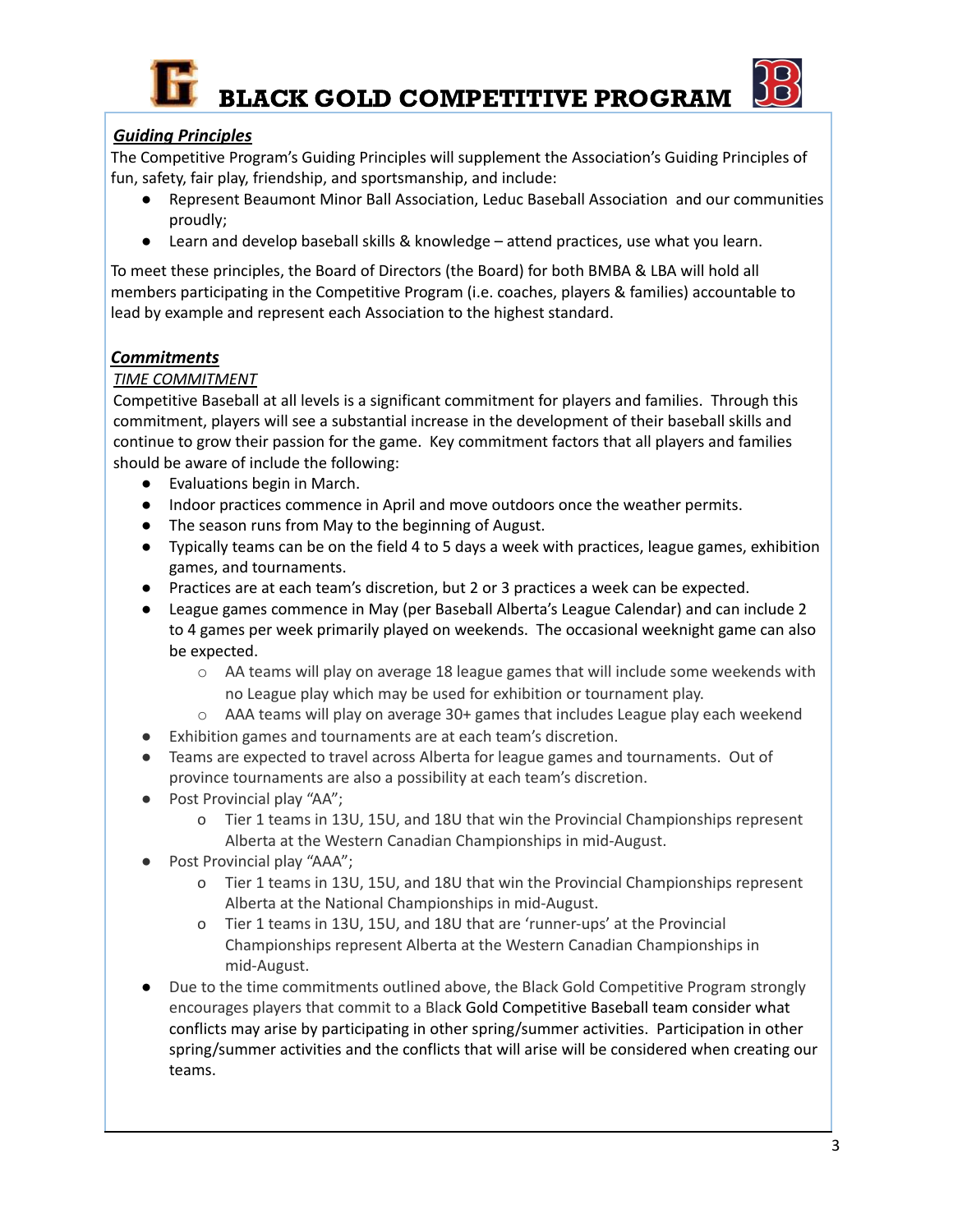# BLACK GOLD COMPETITIVE PROGRAM

## ***Guiding Principles***

The Competitive Program's Guiding Principles will supplement the Association's Guiding Principles of fun, safety, fair play, friendship, and sportsmanship, and include:

- Represent Beaumont Minor Ball Association, Leduc Baseball Association and our communities proudly;
- Learn and develop baseball skills & knowledge – attend practices, use what you learn.

To meet these principles, the Board of Directors (the Board) for both BMBA & LBA will hold all members participating in the Competitive Program (i.e. coaches, players & families) accountable to lead by example and represent each Association to the highest standard.

## ***Commitments***

### *TIME COMMITMENT*

Competitive Baseball at all levels is a significant commitment for players and families. Through this commitment, players will see a substantial increase in the development of their baseball skills and continue to grow their passion for the game. Key commitment factors that all players and families should be aware of include the following:

- Evaluations begin in March.
- Indoor practices commence in April and move outdoors once the weather permits.
- The season runs from May to the beginning of August.
- Typically teams can be on the field 4 to 5 days a week with practices, league games, exhibition games, and tournaments.
- Practices are at each team's discretion, but 2 or 3 practices a week can be expected.
- League games commence in May (per Baseball Alberta's League Calendar) and can include 2 to 4 games per week primarily played on weekends. The occasional weeknight game can also be expected.
  - AA teams will play on average 18 league games that will include some weekends with no League play which may be used for exhibition or tournament play.
  - AAA teams will play on average 30+ games that includes League play each weekend
- Exhibition games and tournaments are at each team's discretion.
- Teams are expected to travel across Alberta for league games and tournaments. Out of province tournaments are also a possibility at each team's discretion.
- Post Provincial play "AA";
  - Tier 1 teams in 13U, 15U, and 18U that win the Provincial Championships represent Alberta at the Western Canadian Championships in mid-August.
- Post Provincial play "AAA";
  - Tier 1 teams in 13U, 15U, and 18U that win the Provincial Championships represent Alberta at the National Championships in mid-August.
  - Tier 1 teams in 13U, 15U, and 18U that are 'runner-ups' at the Provincial Championships represent Alberta at the Western Canadian Championships in mid-August.
- Due to the time commitments outlined above, the Black Gold Competitive Program strongly encourages players that commit to a Black Gold Competitive Baseball team consider what conflicts may arise by participating in other spring/summer activities. Participation in other spring/summer activities and the conflicts that will arise will be considered when creating our teams.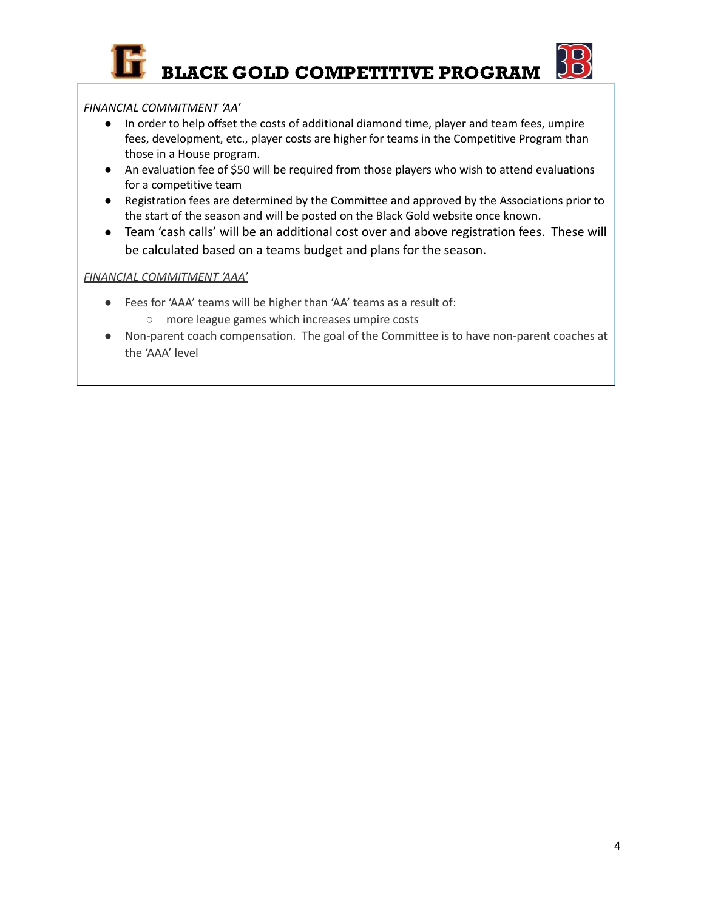*FINANCIAL COMMITMENT 'AA'*

- In order to help offset the costs of additional diamond time, player and team fees, umpire fees, development, etc., player costs are higher for teams in the Competitive Program than those in a House program.
- An evaluation fee of $50 will be required from those players who wish to attend evaluations for a competitive team
- Registration fees are determined by the Committee and approved by the Associations prior to the start of the season and will be posted on the Black Gold website once known.
- Team 'cash calls' will be an additional cost over and above registration fees. These will be calculated based on a teams budget and plans for the season.

*FINANCIAL COMMITMENT 'AAA'*

- Fees for 'AAA' teams will be higher than 'AA' teams as a result of:
  - more league games which increases umpire costs
- Non-parent coach compensation. The goal of the Committee is to have non-parent coaches at the 'AAA' level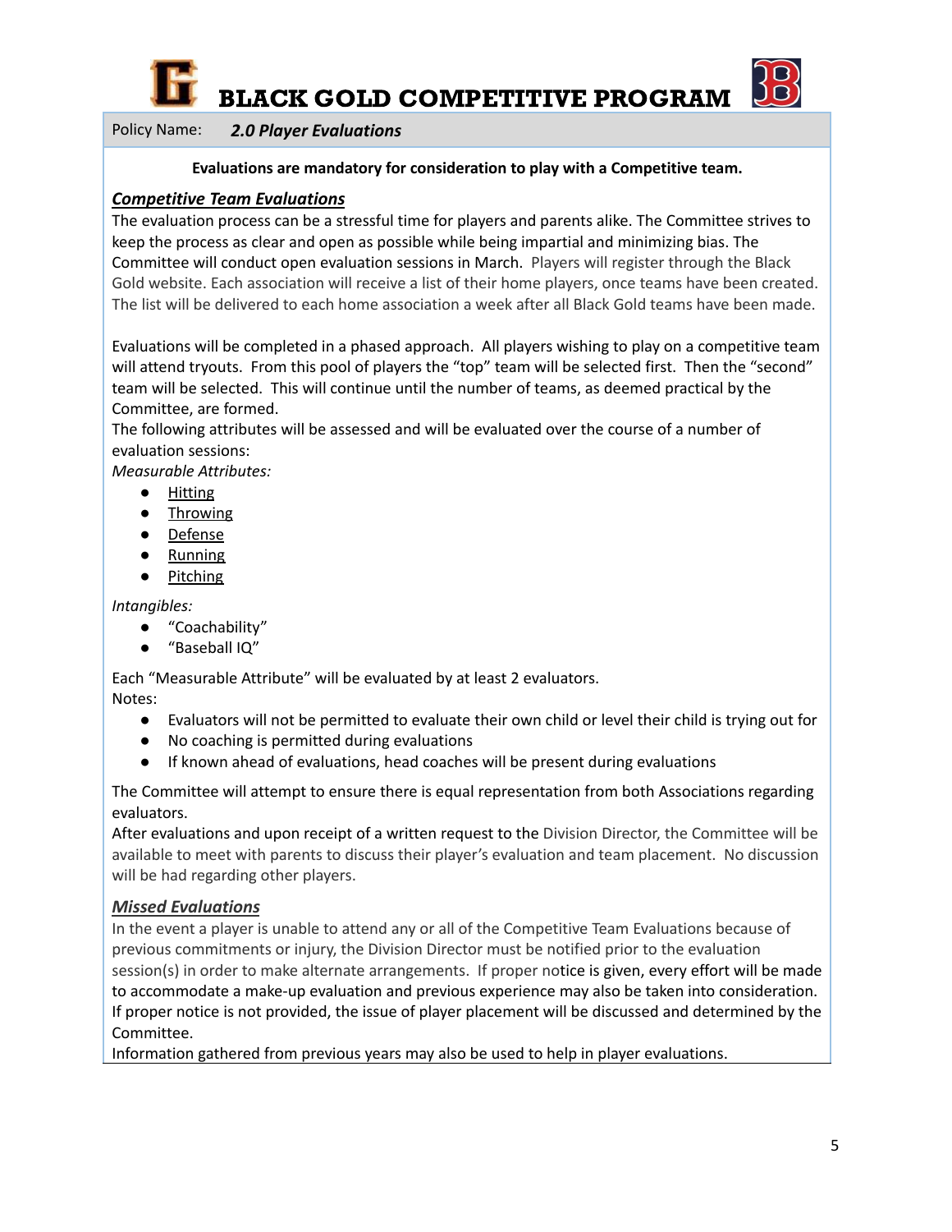# BLACK GOLD COMPETITIVE PROGRAM

Policy Name: ***2.0 Player Evaluations***

**Evaluations are mandatory for consideration to play with a Competitive team.**

## ***Competitive Team Evaluations***

The evaluation process can be a stressful time for players and parents alike. The Committee strives to keep the process as clear and open as possible while being impartial and minimizing bias. The Committee will conduct open evaluation sessions in March. Players will register through the Black Gold website. Each association will receive a list of their home players, once teams have been created. The list will be delivered to each home association a week after all Black Gold teams have been made.

Evaluations will be completed in a phased approach. All players wishing to play on a competitive team will attend tryouts. From this pool of players the "top" team will be selected first. Then the "second" team will be selected. This will continue until the number of teams, as deemed practical by the Committee, are formed.

The following attributes will be assessed and will be evaluated over the course of a number of evaluation sessions:

*Measurable Attributes:*

- Hitting
- Throwing
- Defense
- Running
- Pitching

*Intangibles:*

- "Coachability"
- "Baseball IQ"

Each "Measurable Attribute" will be evaluated by at least 2 evaluators.

Notes:

- Evaluators will not be permitted to evaluate their own child or level their child is trying out for
- No coaching is permitted during evaluations
- If known ahead of evaluations, head coaches will be present during evaluations

The Committee will attempt to ensure there is equal representation from both Associations regarding evaluators.

After evaluations and upon receipt of a written request to the Division Director, the Committee will be available to meet with parents to discuss their player's evaluation and team placement. No discussion will be had regarding other players.

## ***Missed Evaluations***

In the event a player is unable to attend any or all of the Competitive Team Evaluations because of previous commitments or injury, the Division Director must be notified prior to the evaluation session(s) in order to make alternate arrangements. If proper notice is given, every effort will be made to accommodate a make-up evaluation and previous experience may also be taken into consideration. If proper notice is not provided, the issue of player placement will be discussed and determined by the Committee.

Information gathered from previous years may also be used to help in player evaluations.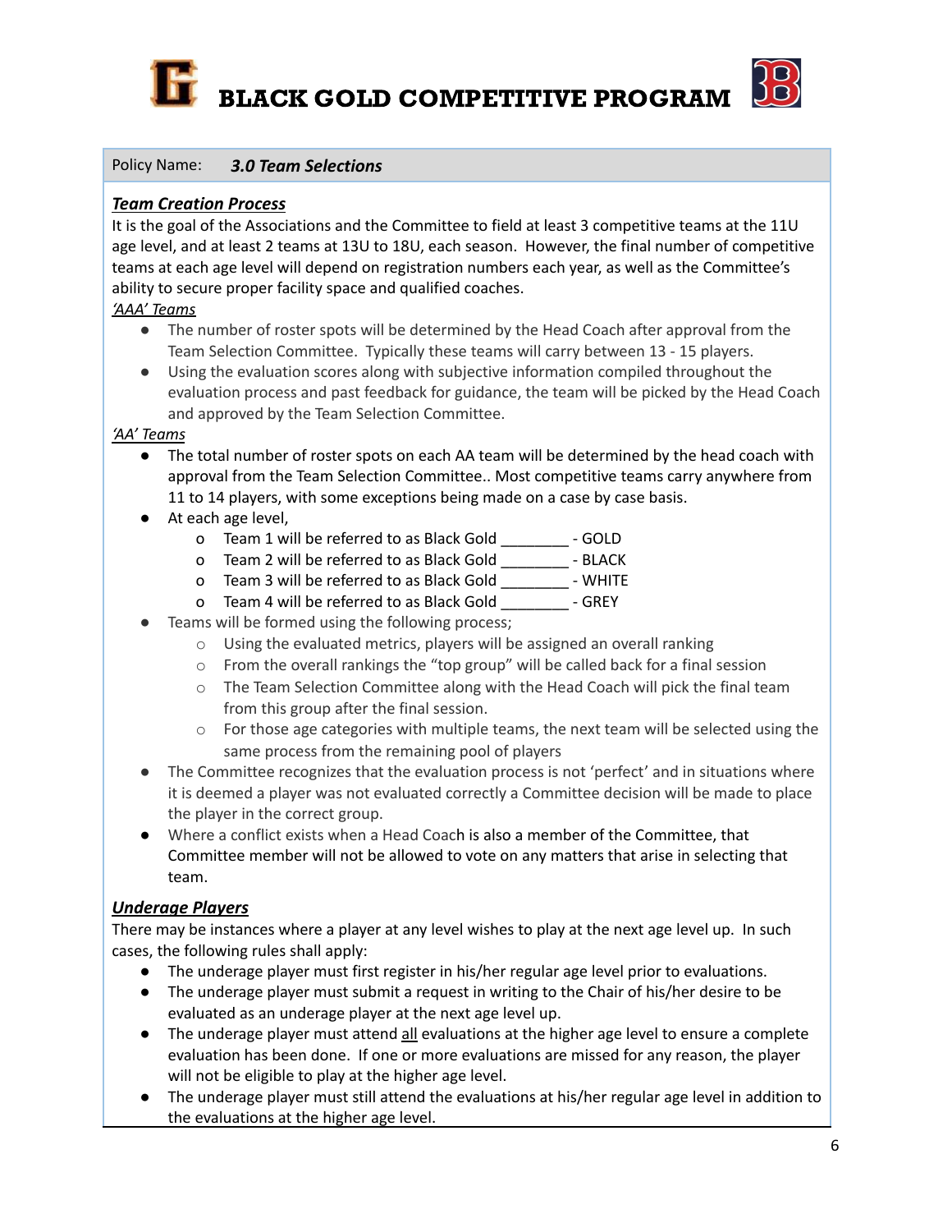# BLACK GOLD COMPETITIVE PROGRAM

Policy Name: ***3.0 Team Selections***

## ***Team Creation Process***

It is the goal of the Associations and the Committee to field at least 3 competitive teams at the 11U age level, and at least 2 teams at 13U to 18U, each season. However, the final number of competitive teams at each age level will depend on registration numbers each year, as well as the Committee's ability to secure proper facility space and qualified coaches.

*'AAA' Teams*

- The number of roster spots will be determined by the Head Coach after approval from the Team Selection Committee. Typically these teams will carry between 13 - 15 players.
- Using the evaluation scores along with subjective information compiled throughout the evaluation process and past feedback for guidance, the team will be picked by the Head Coach and approved by the Team Selection Committee.

*'AA' Teams*

- The total number of roster spots on each AA team will be determined by the head coach with approval from the Team Selection Committee.. Most competitive teams carry anywhere from 11 to 14 players, with some exceptions being made on a case by case basis.
- At each age level,
  - Team 1 will be referred to as Black Gold ________ - GOLD
  - Team 2 will be referred to as Black Gold ________ - BLACK
  - Team 3 will be referred to as Black Gold ________ - WHITE
  - Team 4 will be referred to as Black Gold ________ - GREY
- Teams will be formed using the following process;
  - Using the evaluated metrics, players will be assigned an overall ranking
  - From the overall rankings the "top group" will be called back for a final session
  - The Team Selection Committee along with the Head Coach will pick the final team from this group after the final session.
  - For those age categories with multiple teams, the next team will be selected using the same process from the remaining pool of players
- The Committee recognizes that the evaluation process is not 'perfect' and in situations where it is deemed a player was not evaluated correctly a Committee decision will be made to place the player in the correct group.
- Where a conflict exists when a Head Coach is also a member of the Committee, that Committee member will not be allowed to vote on any matters that arise in selecting that team.

## ***Underage Players***

There may be instances where a player at any level wishes to play at the next age level up. In such cases, the following rules shall apply:

- The underage player must first register in his/her regular age level prior to evaluations.
- The underage player must submit a request in writing to the Chair of his/her desire to be evaluated as an underage player at the next age level up.
- The underage player must attend <u>all</u> evaluations at the higher age level to ensure a complete evaluation has been done. If one or more evaluations are missed for any reason, the player will not be eligible to play at the higher age level.
- The underage player must still attend the evaluations at his/her regular age level in addition to the evaluations at the higher age level.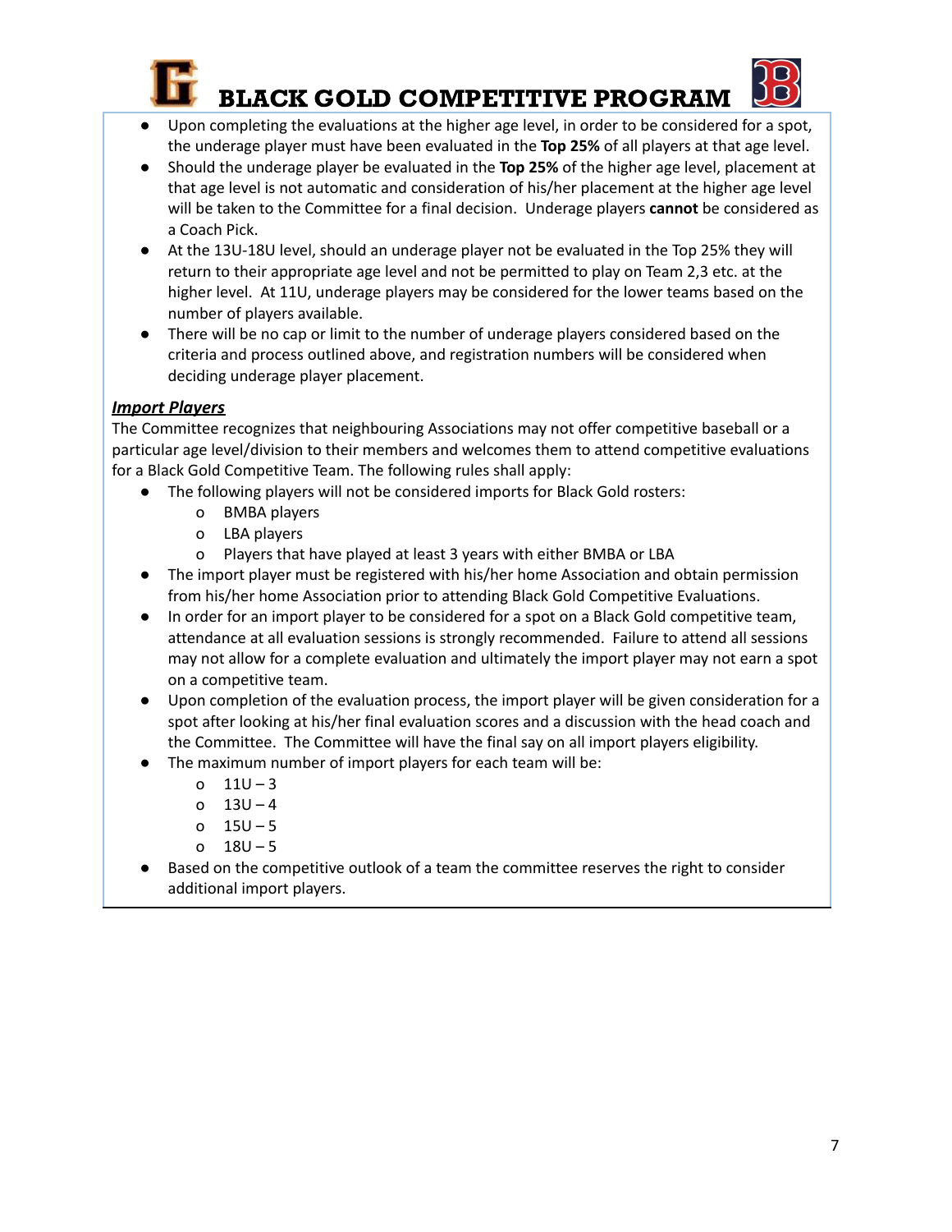- Upon completing the evaluations at the higher age level, in order to be considered for a spot, the underage player must have been evaluated in the **Top 25%** of all players at that age level.
- Should the underage player be evaluated in the **Top 25%** of the higher age level, placement at that age level is not automatic and consideration of his/her placement at the higher age level will be taken to the Committee for a final decision. Underage players **cannot** be considered as a Coach Pick.
- At the 13U-18U level, should an underage player not be evaluated in the Top 25% they will return to their appropriate age level and not be permitted to play on Team 2,3 etc. at the higher level. At 11U, underage players may be considered for the lower teams based on the number of players available.
- There will be no cap or limit to the number of underage players considered based on the criteria and process outlined above, and registration numbers will be considered when deciding underage player placement.

***Import Players***

The Committee recognizes that neighbouring Associations may not offer competitive baseball or a particular age level/division to their members and welcomes them to attend competitive evaluations for a Black Gold Competitive Team. The following rules shall apply:

- The following players will not be considered imports for Black Gold rosters:
  - BMBA players
  - LBA players
  - Players that have played at least 3 years with either BMBA or LBA
- The import player must be registered with his/her home Association and obtain permission from his/her home Association prior to attending Black Gold Competitive Evaluations.
- In order for an import player to be considered for a spot on a Black Gold competitive team, attendance at all evaluation sessions is strongly recommended. Failure to attend all sessions may not allow for a complete evaluation and ultimately the import player may not earn a spot on a competitive team.
- Upon completion of the evaluation process, the import player will be given consideration for a spot after looking at his/her final evaluation scores and a discussion with the head coach and the Committee. The Committee will have the final say on all import players eligibility.
- The maximum number of import players for each team will be:
  - 11U – 3
  - 13U – 4
  - 15U – 5
  - 18U – 5
- Based on the competitive outlook of a team the committee reserves the right to consider additional import players.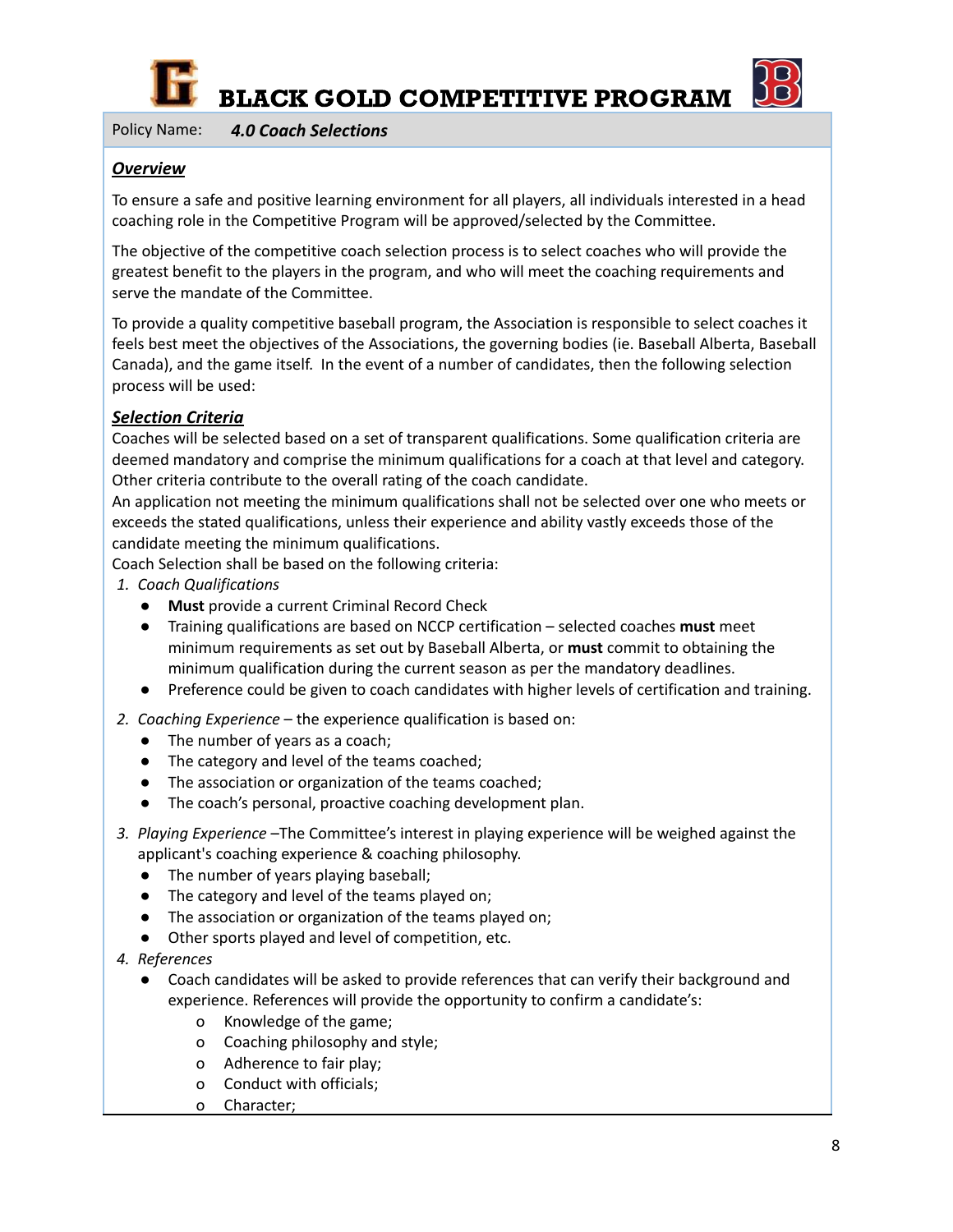# BLACK GOLD COMPETITIVE PROGRAM

Policy Name: ***4.0 Coach Selections***

## ***Overview***

To ensure a safe and positive learning environment for all players, all individuals interested in a head coaching role in the Competitive Program will be approved/selected by the Committee.

The objective of the competitive coach selection process is to select coaches who will provide the greatest benefit to the players in the program, and who will meet the coaching requirements and serve the mandate of the Committee.

To provide a quality competitive baseball program, the Association is responsible to select coaches it feels best meet the objectives of the Associations, the governing bodies (ie. Baseball Alberta, Baseball Canada), and the game itself. In the event of a number of candidates, then the following selection process will be used:

## ***Selection Criteria***

Coaches will be selected based on a set of transparent qualifications. Some qualification criteria are deemed mandatory and comprise the minimum qualifications for a coach at that level and category. Other criteria contribute to the overall rating of the coach candidate.

An application not meeting the minimum qualifications shall not be selected over one who meets or exceeds the stated qualifications, unless their experience and ability vastly exceeds those of the candidate meeting the minimum qualifications.

Coach Selection shall be based on the following criteria:

1. *Coach Qualifications*
   - **Must** provide a current Criminal Record Check
   - Training qualifications are based on NCCP certification – selected coaches **must** meet minimum requirements as set out by Baseball Alberta, or **must** commit to obtaining the minimum qualification during the current season as per the mandatory deadlines.
   - Preference could be given to coach candidates with higher levels of certification and training.
2. *Coaching Experience* – the experience qualification is based on:
   - The number of years as a coach;
   - The category and level of the teams coached;
   - The association or organization of the teams coached;
   - The coach's personal, proactive coaching development plan.
3. *Playing Experience* –The Committee's interest in playing experience will be weighed against the applicant's coaching experience & coaching philosophy.
   - The number of years playing baseball;
   - The category and level of the teams played on;
   - The association or organization of the teams played on;
   - Other sports played and level of competition, etc.
4. *References*
   - Coach candidates will be asked to provide references that can verify their background and experience. References will provide the opportunity to confirm a candidate's:
     - Knowledge of the game;
     - Coaching philosophy and style;
     - Adherence to fair play;
     - Conduct with officials;
     - Character;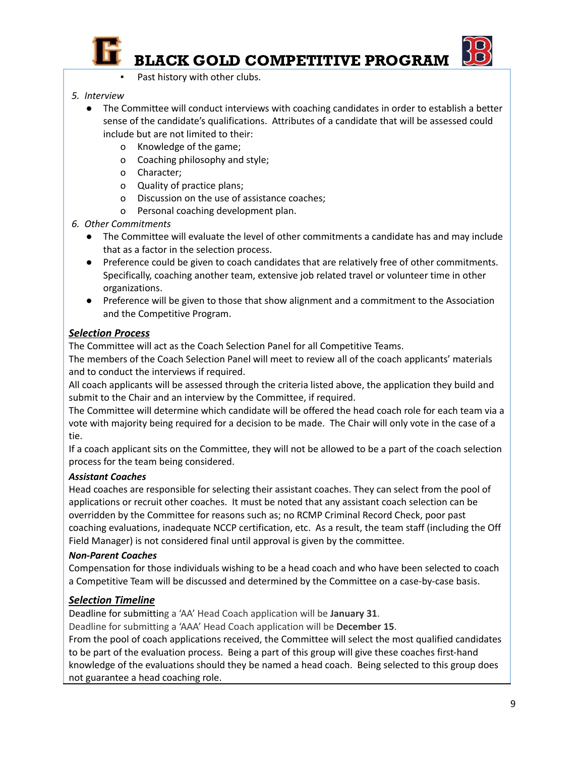- Past history with other clubs.

*5. Interview*

- The Committee will conduct interviews with coaching candidates in order to establish a better sense of the candidate's qualifications. Attributes of a candidate that will be assessed could include but are not limited to their:
  - Knowledge of the game;
  - Coaching philosophy and style;
  - Character;
  - Quality of practice plans;
  - Discussion on the use of assistance coaches;
  - Personal coaching development plan.

*6. Other Commitments*

- The Committee will evaluate the level of other commitments a candidate has and may include that as a factor in the selection process.
- Preference could be given to coach candidates that are relatively free of other commitments. Specifically, coaching another team, extensive job related travel or volunteer time in other organizations.
- Preference will be given to those that show alignment and a commitment to the Association and the Competitive Program.

## ***Selection Process***

The Committee will act as the Coach Selection Panel for all Competitive Teams.

The members of the Coach Selection Panel will meet to review all of the coach applicants' materials and to conduct the interviews if required.

All coach applicants will be assessed through the criteria listed above, the application they build and submit to the Chair and an interview by the Committee, if required.

The Committee will determine which candidate will be offered the head coach role for each team via a vote with majority being required for a decision to be made. The Chair will only vote in the case of a tie.

If a coach applicant sits on the Committee, they will not be allowed to be a part of the coach selection process for the team being considered.

### ***Assistant Coaches***

Head coaches are responsible for selecting their assistant coaches. They can select from the pool of applications or recruit other coaches. It must be noted that any assistant coach selection can be overridden by the Committee for reasons such as; no RCMP Criminal Record Check, poor past coaching evaluations, inadequate NCCP certification, etc. As a result, the team staff (including the Off Field Manager) is not considered final until approval is given by the committee.

### ***Non-Parent Coaches***

Compensation for those individuals wishing to be a head coach and who have been selected to coach a Competitive Team will be discussed and determined by the Committee on a case-by-case basis.

## ***Selection Timeline***

Deadline for submitting a 'AA' Head Coach application will be **January 31**.

Deadline for submitting a 'AAA' Head Coach application will be **December 15**.

From the pool of coach applications received, the Committee will select the most qualified candidates to be part of the evaluation process. Being a part of this group will give these coaches first-hand knowledge of the evaluations should they be named a head coach. Being selected to this group does not guarantee a head coaching role.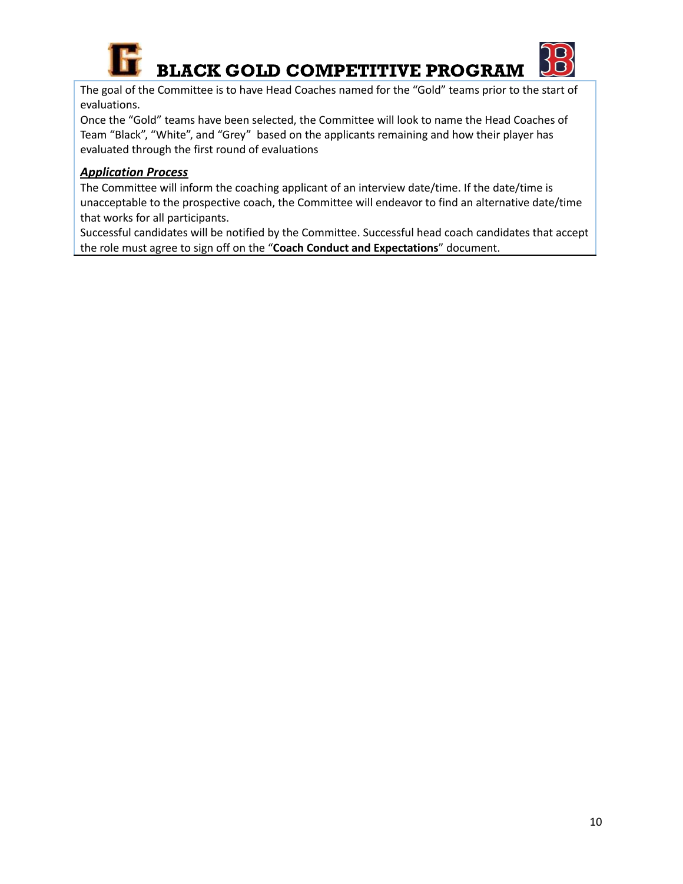The goal of the Committee is to have Head Coaches named for the "Gold" teams prior to the start of evaluations.

Once the "Gold" teams have been selected, the Committee will look to name the Head Coaches of Team "Black", "White", and "Grey"  based on the applicants remaining and how their player has evaluated through the first round of evaluations

***Application Process***

The Committee will inform the coaching applicant of an interview date/time. If the date/time is unacceptable to the prospective coach, the Committee will endeavor to find an alternative date/time that works for all participants.

Successful candidates will be notified by the Committee. Successful head coach candidates that accept the role must agree to sign off on the "**Coach Conduct and Expectations**" document.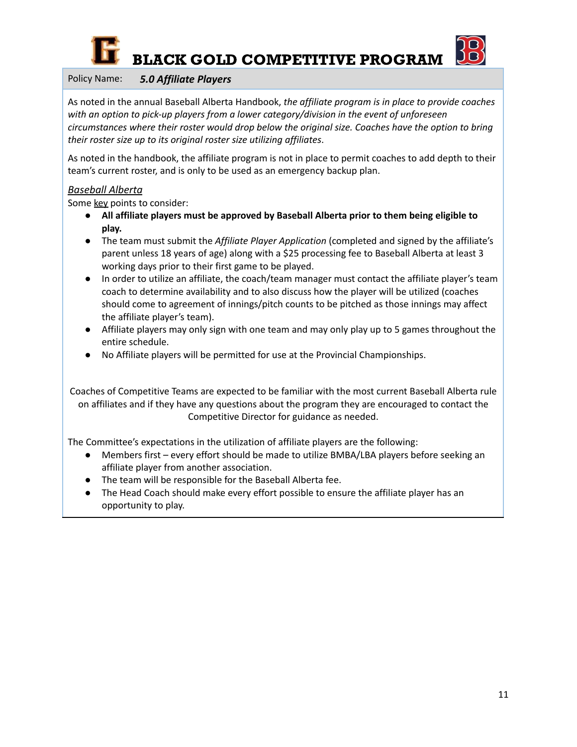# BLACK GOLD COMPETITIVE PROGRAM

Policy Name: ***5.0 Affiliate Players***

As noted in the annual Baseball Alberta Handbook, *the affiliate program is in place to provide coaches with an option to pick-up players from a lower category/division in the event of unforeseen circumstances where their roster would drop below the original size. Coaches have the option to bring their roster size up to its original roster size utilizing affiliates*.

As noted in the handbook, the affiliate program is not in place to permit coaches to add depth to their team's current roster, and is only to be used as an emergency backup plan.

*Baseball Alberta*

Some key points to consider:

- **All affiliate players must be approved by Baseball Alberta prior to them being eligible to play.**
- The team must submit the *Affiliate Player Application* (completed and signed by the affiliate's parent unless 18 years of age) along with a $25 processing fee to Baseball Alberta at least 3 working days prior to their first game to be played.
- In order to utilize an affiliate, the coach/team manager must contact the affiliate player's team coach to determine availability and to also discuss how the player will be utilized (coaches should come to agreement of innings/pitch counts to be pitched as those innings may affect the affiliate player's team).
- Affiliate players may only sign with one team and may only play up to 5 games throughout the entire schedule.
- No Affiliate players will be permitted for use at the Provincial Championships.

Coaches of Competitive Teams are expected to be familiar with the most current Baseball Alberta rule on affiliates and if they have any questions about the program they are encouraged to contact the Competitive Director for guidance as needed.

The Committee's expectations in the utilization of affiliate players are the following:

- Members first – every effort should be made to utilize BMBA/LBA players before seeking an affiliate player from another association.
- The team will be responsible for the Baseball Alberta fee.
- The Head Coach should make every effort possible to ensure the affiliate player has an opportunity to play.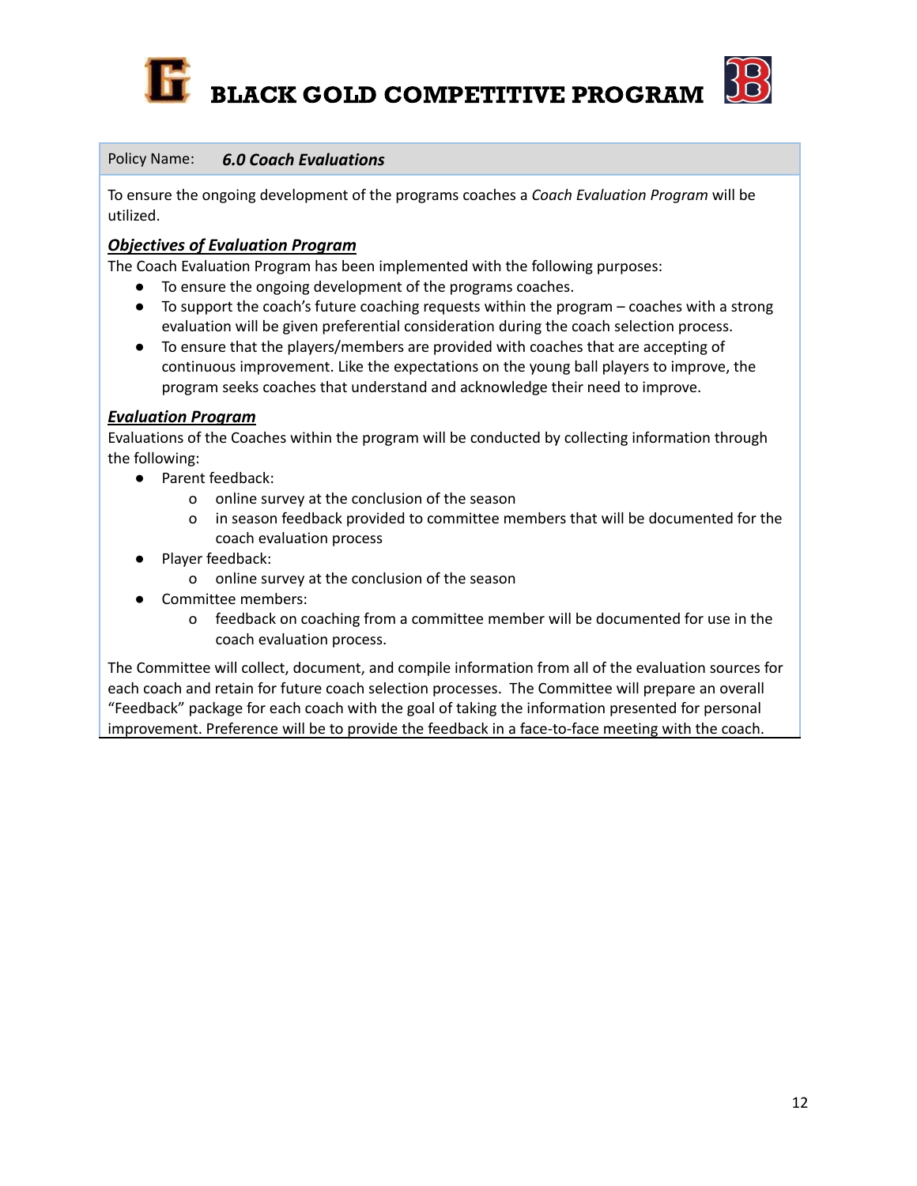# BLACK GOLD COMPETITIVE PROGRAM

Policy Name: ***6.0 Coach Evaluations***

To ensure the ongoing development of the programs coaches a *Coach Evaluation Program* will be utilized.

***Objectives of Evaluation Program***

The Coach Evaluation Program has been implemented with the following purposes:

- To ensure the ongoing development of the programs coaches.
- To support the coach's future coaching requests within the program – coaches with a strong evaluation will be given preferential consideration during the coach selection process.
- To ensure that the players/members are provided with coaches that are accepting of continuous improvement. Like the expectations on the young ball players to improve, the program seeks coaches that understand and acknowledge their need to improve.

***Evaluation Program***

Evaluations of the Coaches within the program will be conducted by collecting information through the following:

- Parent feedback:
  - online survey at the conclusion of the season
  - in season feedback provided to committee members that will be documented for the coach evaluation process
- Player feedback:
  - online survey at the conclusion of the season
- Committee members:
  - feedback on coaching from a committee member will be documented for use in the coach evaluation process.

The Committee will collect, document, and compile information from all of the evaluation sources for each coach and retain for future coach selection processes. The Committee will prepare an overall "Feedback" package for each coach with the goal of taking the information presented for personal improvement. Preference will be to provide the feedback in a face-to-face meeting with the coach.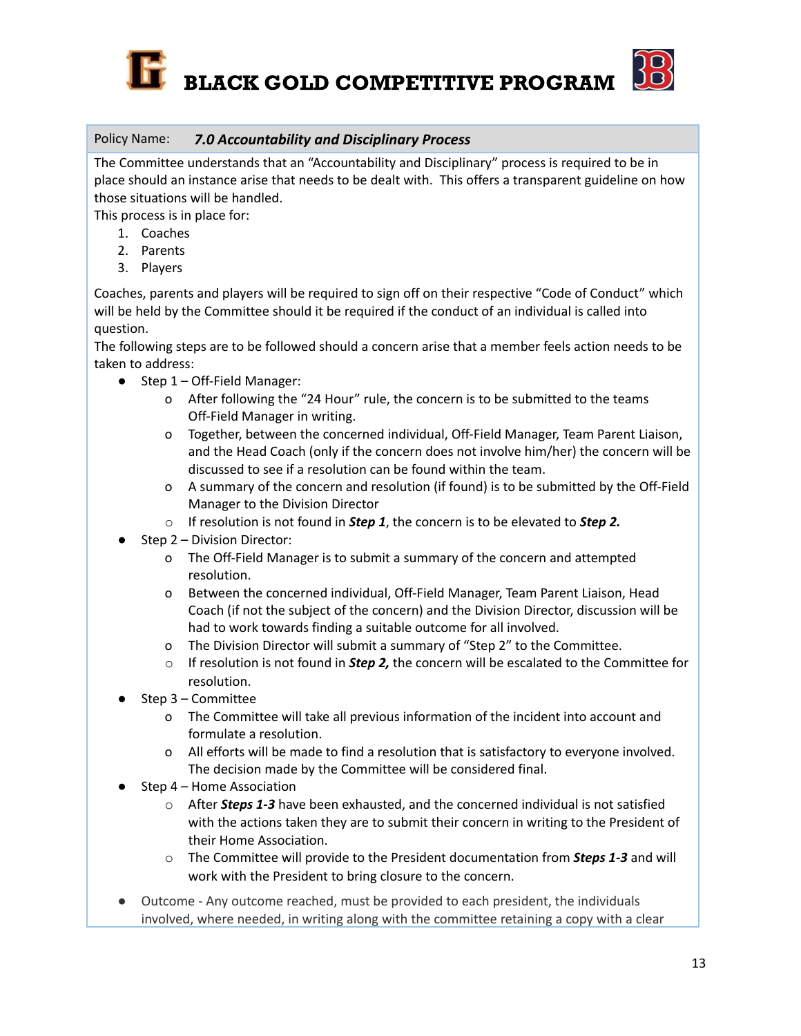# BLACK GOLD COMPETITIVE PROGRAM

Policy Name: ***7.0 Accountability and Disciplinary Process***

The Committee understands that an "Accountability and Disciplinary" process is required to be in place should an instance arise that needs to be dealt with. This offers a transparent guideline on how those situations will be handled.

This process is in place for:

1. Coaches
2. Parents
3. Players

Coaches, parents and players will be required to sign off on their respective "Code of Conduct" which will be held by the Committee should it be required if the conduct of an individual is called into question.

The following steps are to be followed should a concern arise that a member feels action needs to be taken to address:

- Step 1 – Off-Field Manager:
  - After following the "24 Hour" rule, the concern is to be submitted to the teams Off-Field Manager in writing.
  - Together, between the concerned individual, Off-Field Manager, Team Parent Liaison, and the Head Coach (only if the concern does not involve him/her) the concern will be discussed to see if a resolution can be found within the team.
  - A summary of the concern and resolution (if found) is to be submitted by the Off-Field Manager to the Division Director
  - If resolution is not found in ***Step 1***, the concern is to be elevated to ***Step 2.***
- Step 2 – Division Director:
  - The Off-Field Manager is to submit a summary of the concern and attempted resolution.
  - Between the concerned individual, Off-Field Manager, Team Parent Liaison, Head Coach (if not the subject of the concern) and the Division Director, discussion will be had to work towards finding a suitable outcome for all involved.
  - The Division Director will submit a summary of "Step 2" to the Committee.
  - If resolution is not found in ***Step 2,*** the concern will be escalated to the Committee for resolution.
- Step 3 – Committee
  - The Committee will take all previous information of the incident into account and formulate a resolution.
  - All efforts will be made to find a resolution that is satisfactory to everyone involved. The decision made by the Committee will be considered final.
- Step 4 – Home Association
  - After ***Steps 1-3*** have been exhausted, and the concerned individual is not satisfied with the actions taken they are to submit their concern in writing to the President of their Home Association.
  - The Committee will provide to the President documentation from ***Steps 1-3*** and will work with the President to bring closure to the concern.
- Outcome - Any outcome reached, must be provided to each president, the individuals involved, where needed, in writing along with the committee retaining a copy with a clear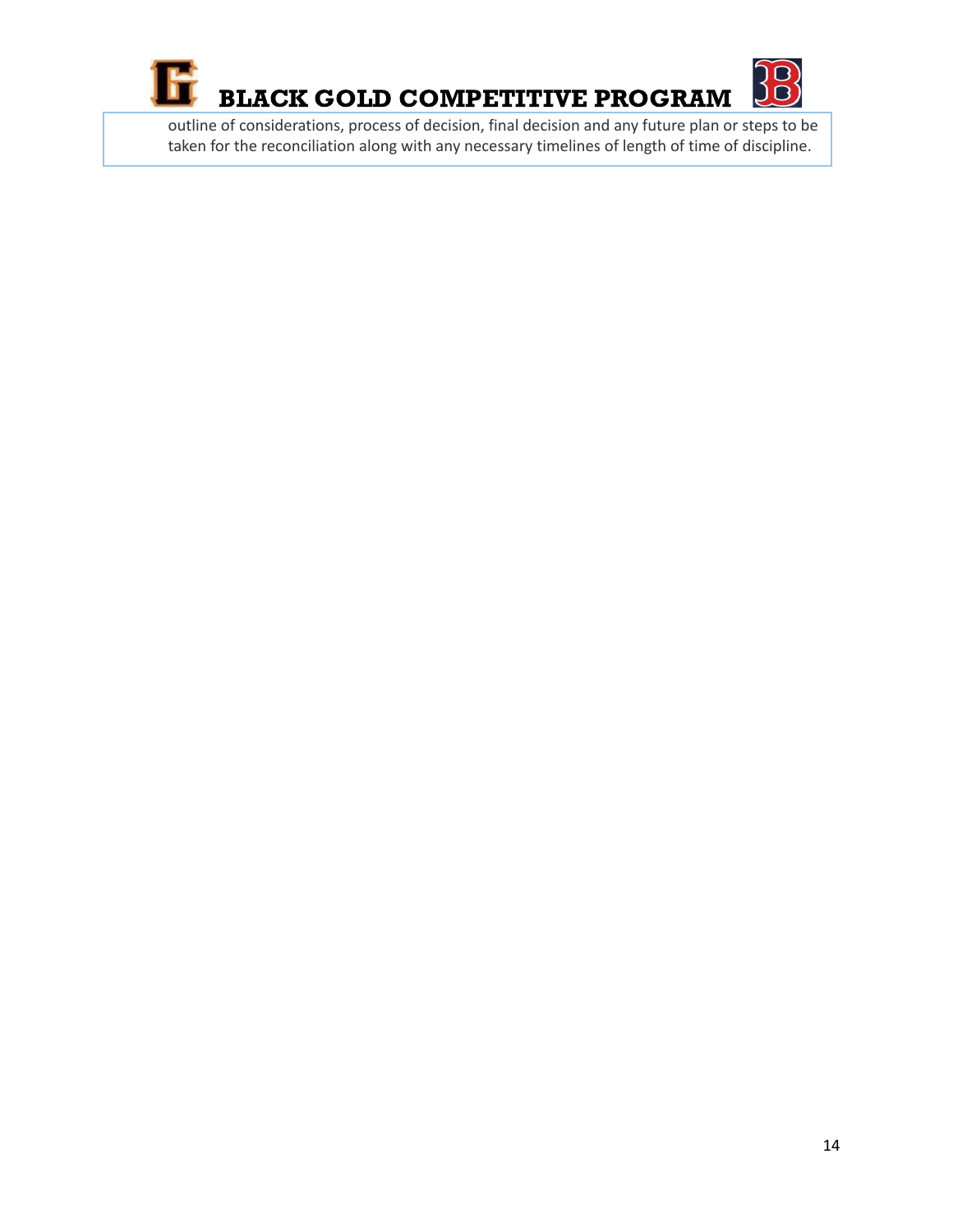outline of considerations, process of decision, final decision and any future plan or steps to be taken for the reconciliation along with any necessary timelines of length of time of discipline.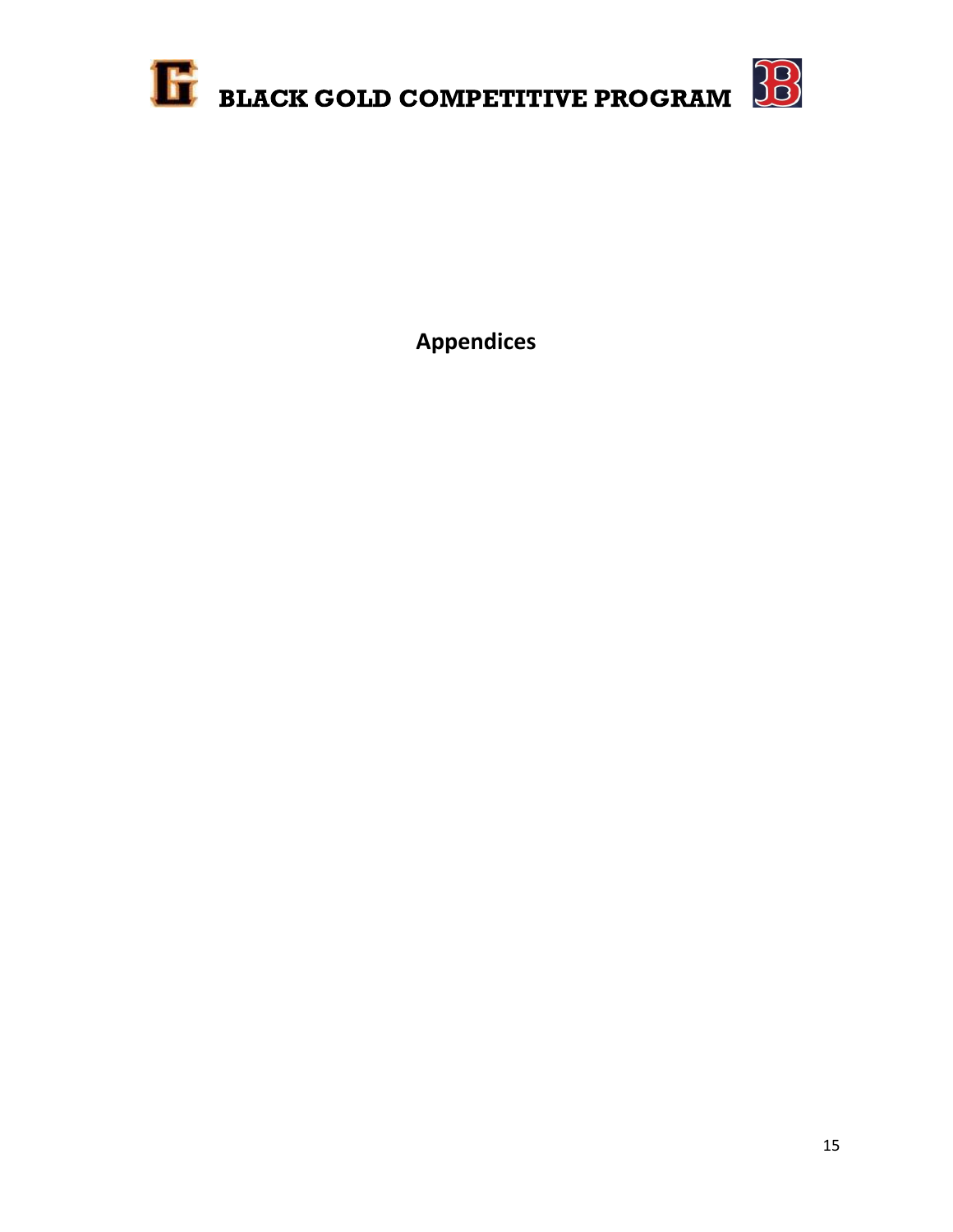# Appendices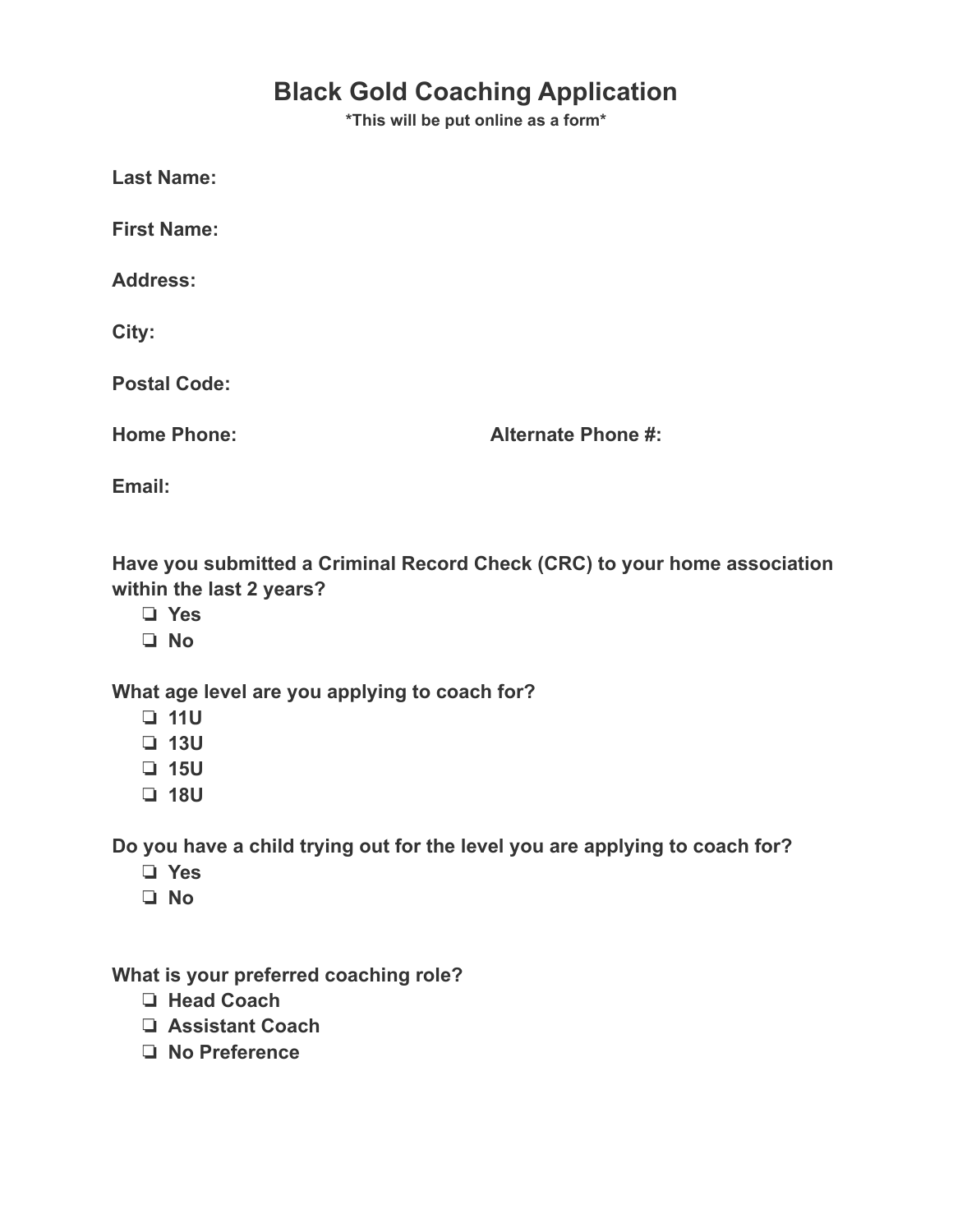# Black Gold Coaching Application

***This will be put online as a form***

**Last Name:**

**First Name:**

**Address:**

**City:**

**Postal Code:**

**Home Phone:** **Alternate Phone #:**

**Email:**

**Have you submitted a Criminal Record Check (CRC) to your home association within the last 2 years?**

- ❏ **Yes**
- ❏ **No**

**What age level are you applying to coach for?**

- ❏ **11U**
- ❏ **13U**
- ❏ **15U**
- ❏ **18U**

**Do you have a child trying out for the level you are applying to coach for?**

- ❏ **Yes**
- ❏ **No**

**What is your preferred coaching role?**

- ❏ **Head Coach**
- ❏ **Assistant Coach**
- ❏ **No Preference**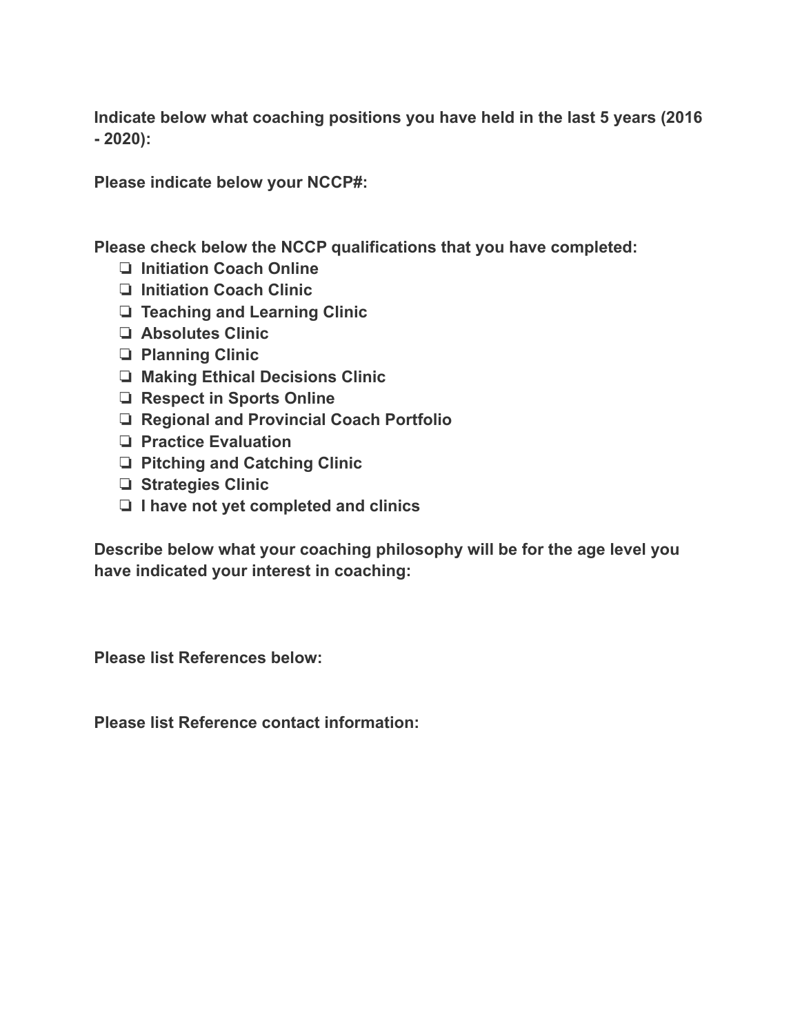**Indicate below what coaching positions you have held in the last 5 years (2016 - 2020):**

**Please indicate below your NCCP#:**

**Please check below the NCCP qualifications that you have completed:**

- ❏ **Initiation Coach Online**
- ❏ **Initiation Coach Clinic**
- ❏ **Teaching and Learning Clinic**
- ❏ **Absolutes Clinic**
- ❏ **Planning Clinic**
- ❏ **Making Ethical Decisions Clinic**
- ❏ **Respect in Sports Online**
- ❏ **Regional and Provincial Coach Portfolio**
- ❏ **Practice Evaluation**
- ❏ **Pitching and Catching Clinic**
- ❏ **Strategies Clinic**
- ❏ **I have not yet completed and clinics**

**Describe below what your coaching philosophy will be for the age level you have indicated your interest in coaching:**

**Please list References below:**

**Please list Reference contact information:**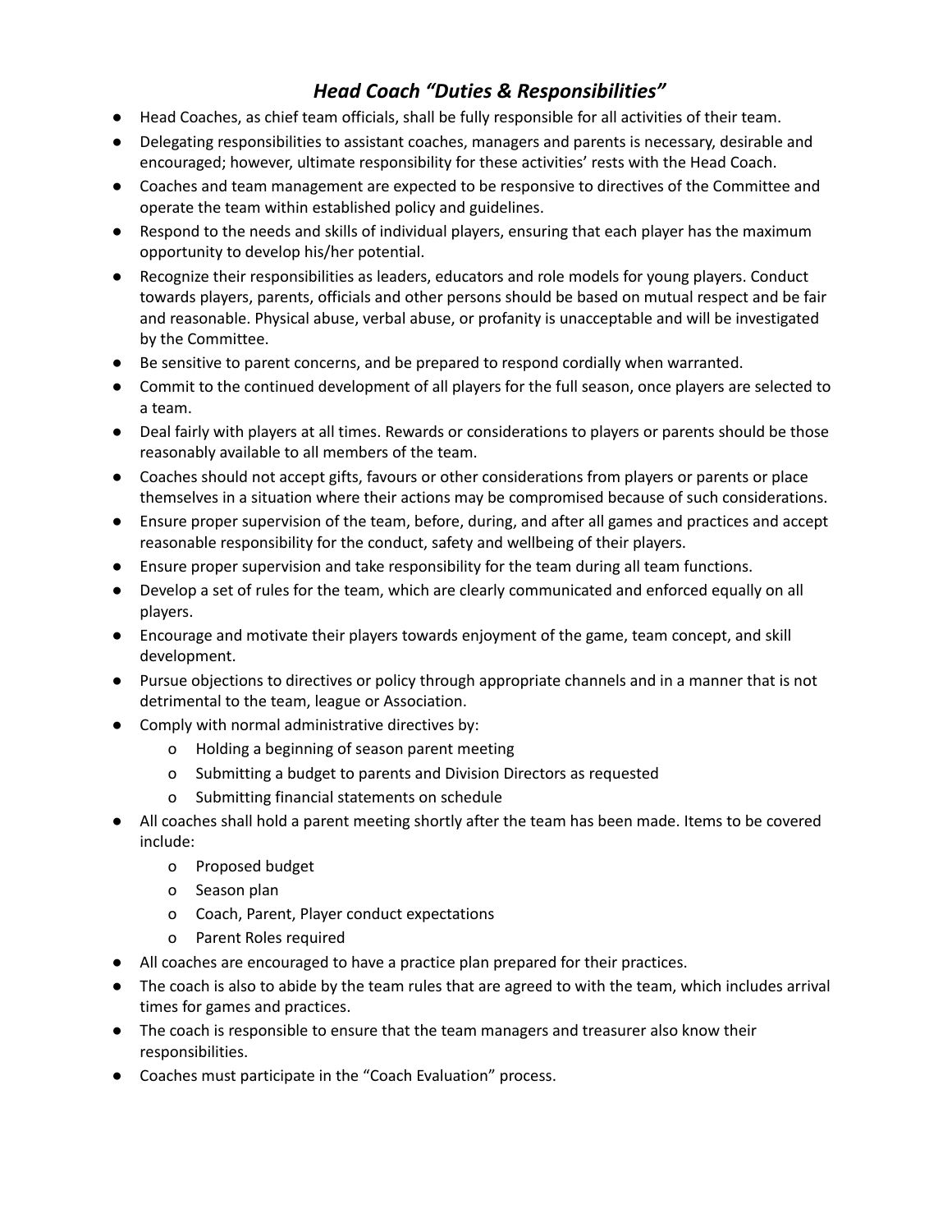## *Head Coach "Duties & Responsibilities"*

- Head Coaches, as chief team officials, shall be fully responsible for all activities of their team.
- Delegating responsibilities to assistant coaches, managers and parents is necessary, desirable and encouraged; however, ultimate responsibility for these activities' rests with the Head Coach.
- Coaches and team management are expected to be responsive to directives of the Committee and operate the team within established policy and guidelines.
- Respond to the needs and skills of individual players, ensuring that each player has the maximum opportunity to develop his/her potential.
- Recognize their responsibilities as leaders, educators and role models for young players. Conduct towards players, parents, officials and other persons should be based on mutual respect and be fair and reasonable. Physical abuse, verbal abuse, or profanity is unacceptable and will be investigated by the Committee.
- Be sensitive to parent concerns, and be prepared to respond cordially when warranted.
- Commit to the continued development of all players for the full season, once players are selected to a team.
- Deal fairly with players at all times. Rewards or considerations to players or parents should be those reasonably available to all members of the team.
- Coaches should not accept gifts, favours or other considerations from players or parents or place themselves in a situation where their actions may be compromised because of such considerations.
- Ensure proper supervision of the team, before, during, and after all games and practices and accept reasonable responsibility for the conduct, safety and wellbeing of their players.
- Ensure proper supervision and take responsibility for the team during all team functions.
- Develop a set of rules for the team, which are clearly communicated and enforced equally on all players.
- Encourage and motivate their players towards enjoyment of the game, team concept, and skill development.
- Pursue objections to directives or policy through appropriate channels and in a manner that is not detrimental to the team, league or Association.
- Comply with normal administrative directives by:
  - Holding a beginning of season parent meeting
  - Submitting a budget to parents and Division Directors as requested
  - Submitting financial statements on schedule
- All coaches shall hold a parent meeting shortly after the team has been made. Items to be covered include:
  - Proposed budget
  - Season plan
  - Coach, Parent, Player conduct expectations
  - Parent Roles required
- All coaches are encouraged to have a practice plan prepared for their practices.
- The coach is also to abide by the team rules that are agreed to with the team, which includes arrival times for games and practices.
- The coach is responsible to ensure that the team managers and treasurer also know their responsibilities.
- Coaches must participate in the "Coach Evaluation" process.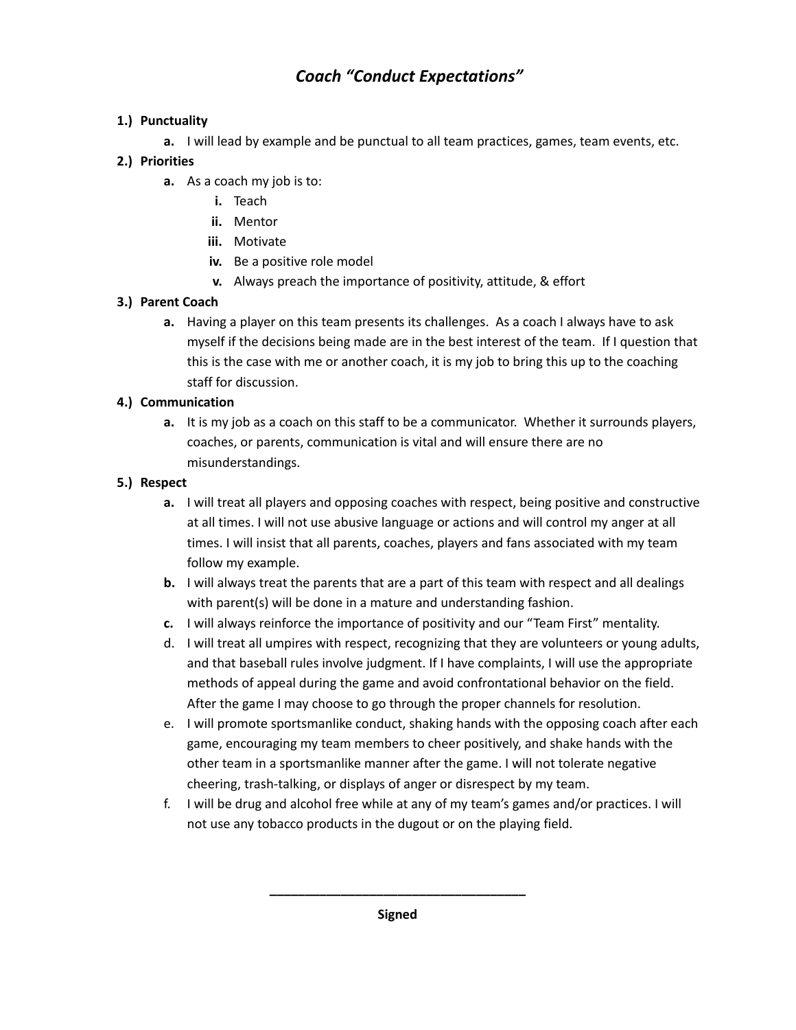# *Coach "Conduct Expectations"*

1.) **Punctuality**
   - **a.** I will lead by example and be punctual to all team practices, games, team events, etc.

2.) **Priorities**
   - **a.** As a coach my job is to:
     - **i.** Teach
     - **ii.** Mentor
     - **iii.** Motivate
     - **iv.** Be a positive role model
     - **v.** Always preach the importance of positivity, attitude, & effort

3.) **Parent Coach**
   - **a.** Having a player on this team presents its challenges. As a coach I always have to ask myself if the decisions being made are in the best interest of the team. If I question that this is the case with me or another coach, it is my job to bring this up to the coaching staff for discussion.

4.) **Communication**
   - **a.** It is my job as a coach on this staff to be a communicator. Whether it surrounds players, coaches, or parents, communication is vital and will ensure there are no misunderstandings.

5.) **Respect**
   - **a.** I will treat all players and opposing coaches with respect, being positive and constructive at all times. I will not use abusive language or actions and will control my anger at all times. I will insist that all parents, coaches, players and fans associated with my team follow my example.
   - **b.** I will always treat the parents that are a part of this team with respect and all dealings with parent(s) will be done in a mature and understanding fashion.
   - **c.** I will always reinforce the importance of positivity and our "Team First" mentality.
   - d. I will treat all umpires with respect, recognizing that they are volunteers or young adults, and that baseball rules involve judgment. If I have complaints, I will use the appropriate methods of appeal during the game and avoid confrontational behavior on the field. After the game I may choose to go through the proper channels for resolution.
   - e. I will promote sportsmanlike conduct, shaking hands with the opposing coach after each game, encouraging my team members to cheer positively, and shake hands with the other team in a sportsmanlike manner after the game. I will not tolerate negative cheering, trash-talking, or displays of anger or disrespect by my team.
   - f. I will be drug and alcohol free while at any of my team's games and/or practices. I will not use any tobacco products in the dugout or on the playing field.

\_\_\_\_\_\_\_\_\_\_\_\_\_\_\_\_\_\_\_\_\_\_\_\_\_\_\_\_\_\_\_\_\_\_\_\_

**Signed**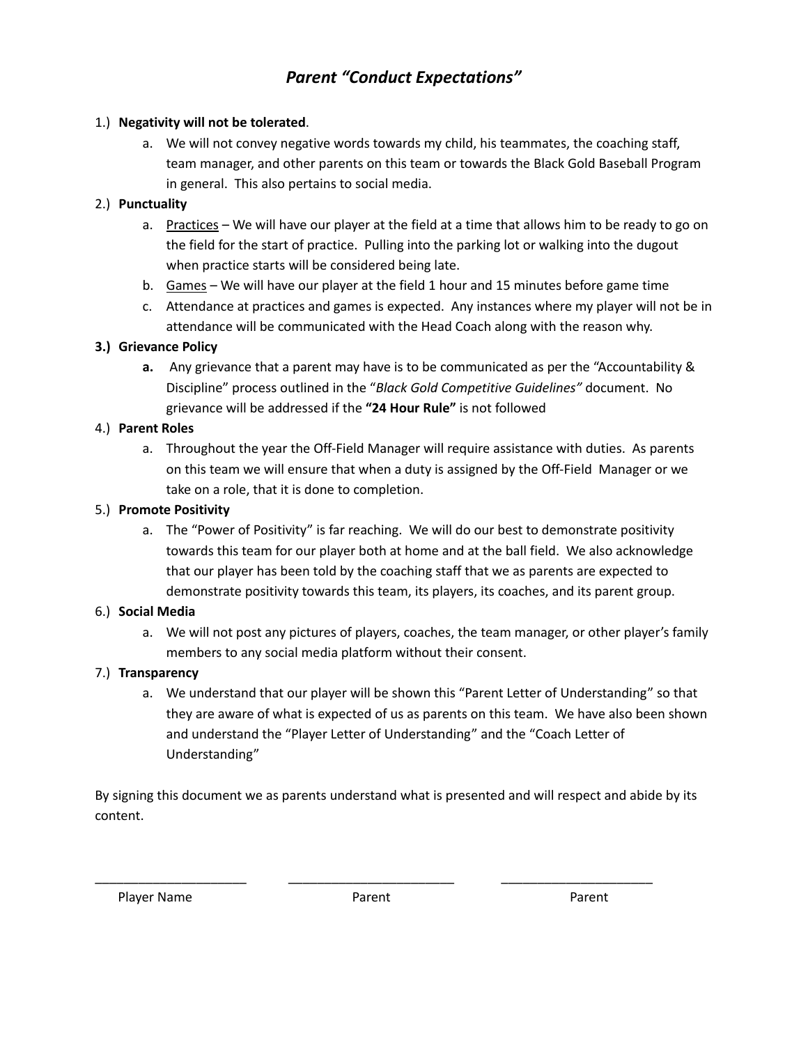# *Parent "Conduct Expectations"*

1.) **Negativity will not be tolerated**.
   a. We will not convey negative words towards my child, his teammates, the coaching staff, team manager, and other parents on this team or towards the Black Gold Baseball Program in general. This also pertains to social media.

2.) **Punctuality**
   a. Practices – We will have our player at the field at a time that allows him to be ready to go on the field for the start of practice. Pulling into the parking lot or walking into the dugout when practice starts will be considered being late.
   b. Games – We will have our player at the field 1 hour and 15 minutes before game time
   c. Attendance at practices and games is expected. Any instances where my player will not be in attendance will be communicated with the Head Coach along with the reason why.

**3.) Grievance Policy**
   **a.** Any grievance that a parent may have is to be communicated as per the "Accountability & Discipline" process outlined in the "*Black Gold Competitive Guidelines"* document. No grievance will be addressed if the **"24 Hour Rule"** is not followed

4.) **Parent Roles**
   a. Throughout the year the Off-Field Manager will require assistance with duties. As parents on this team we will ensure that when a duty is assigned by the Off-Field Manager or we take on a role, that it is done to completion.

5.) **Promote Positivity**
   a. The "Power of Positivity" is far reaching. We will do our best to demonstrate positivity towards this team for our player both at home and at the ball field. We also acknowledge that our player has been told by the coaching staff that we as parents are expected to demonstrate positivity towards this team, its players, its coaches, and its parent group.

6.) **Social Media**
   a. We will not post any pictures of players, coaches, the team manager, or other player's family members to any social media platform without their consent.

7.) **Transparency**
   a. We understand that our player will be shown this "Parent Letter of Understanding" so that they are aware of what is expected of us as parents on this team. We have also been shown and understand the "Player Letter of Understanding" and the "Coach Letter of Understanding"

By signing this document we as parents understand what is presented and will respect and abide by its content.

_____________________ _______________________ _____________________

Player Name Parent Parent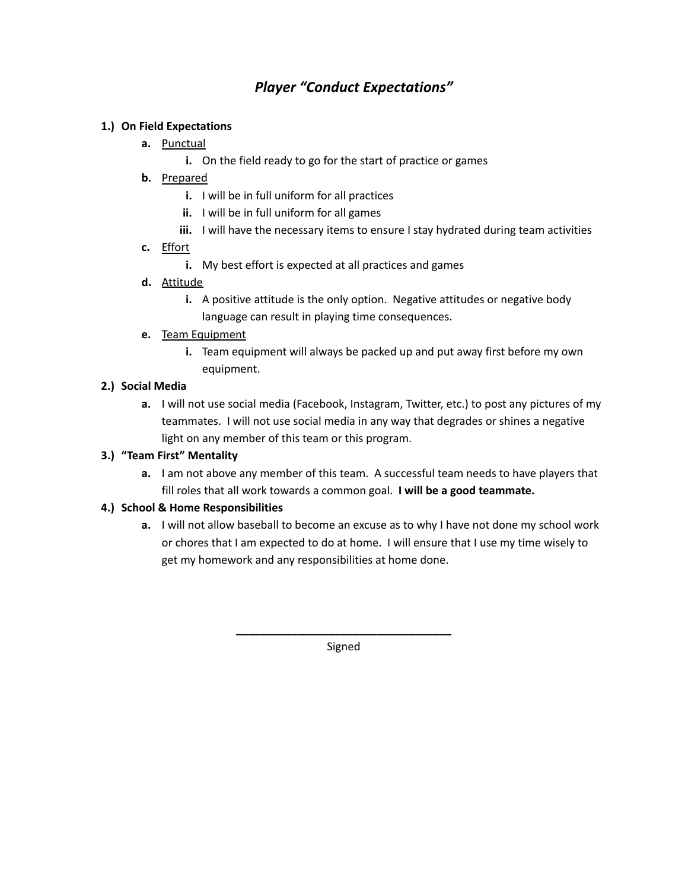# *Player "Conduct Expectations"*

**1.) On Field Expectations**

- **a.** Punctual
  - **i.** On the field ready to go for the start of practice or games
- **b.** Prepared
  - **i.** I will be in full uniform for all practices
  - **ii.** I will be in full uniform for all games
  - **iii.** I will have the necessary items to ensure I stay hydrated during team activities
- **c.** Effort
  - **i.** My best effort is expected at all practices and games
- **d.** Attitude
  - **i.** A positive attitude is the only option. Negative attitudes or negative body language can result in playing time consequences.
- **e.** Team Equipment
  - **i.** Team equipment will always be packed up and put away first before my own equipment.

**2.) Social Media**

- **a.** I will not use social media (Facebook, Instagram, Twitter, etc.) to post any pictures of my teammates. I will not use social media in any way that degrades or shines a negative light on any member of this team or this program.

**3.) "Team First" Mentality**

- **a.** I am not above any member of this team. A successful team needs to have players that fill roles that all work towards a common goal. **I will be a good teammate.**

**4.) School & Home Responsibilities**

- **a.** I will not allow baseball to become an excuse as to why I have not done my school work or chores that I am expected to do at home. I will ensure that I use my time wisely to get my homework and any responsibilities at home done.

___________________________________

Signed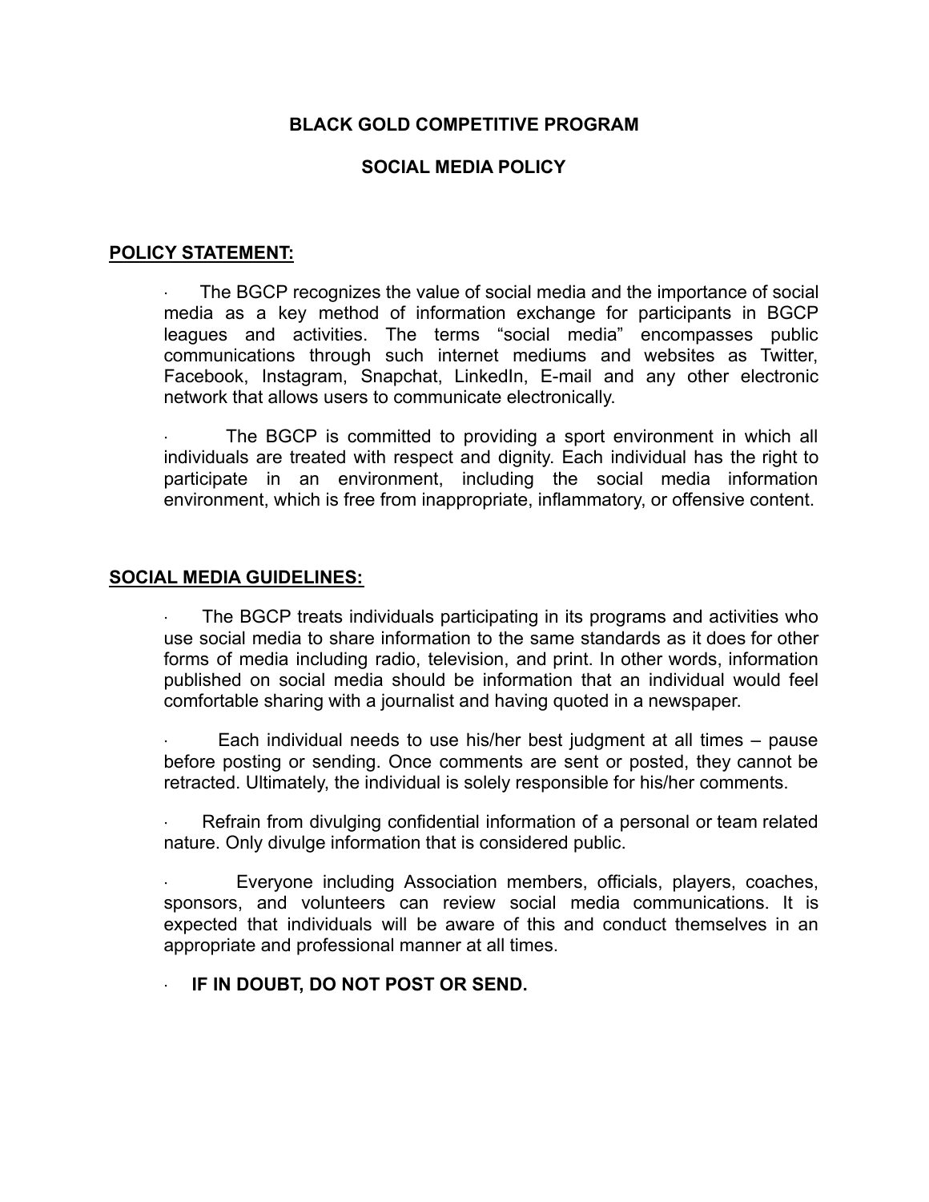# BLACK GOLD COMPETITIVE PROGRAM

## SOCIAL MEDIA POLICY

**POLICY STATEMENT:**

- The BGCP recognizes the value of social media and the importance of social media as a key method of information exchange for participants in BGCP leagues and activities. The terms "social media" encompasses public communications through such internet mediums and websites as Twitter, Facebook, Instagram, Snapchat, LinkedIn, E-mail and any other electronic network that allows users to communicate electronically.

- The BGCP is committed to providing a sport environment in which all individuals are treated with respect and dignity. Each individual has the right to participate in an environment, including the social media information environment, which is free from inappropriate, inflammatory, or offensive content.

**SOCIAL MEDIA GUIDELINES:**

- The BGCP treats individuals participating in its programs and activities who use social media to share information to the same standards as it does for other forms of media including radio, television, and print. In other words, information published on social media should be information that an individual would feel comfortable sharing with a journalist and having quoted in a newspaper.

- Each individual needs to use his/her best judgment at all times – pause before posting or sending. Once comments are sent or posted, they cannot be retracted. Ultimately, the individual is solely responsible for his/her comments.

- Refrain from divulging confidential information of a personal or team related nature. Only divulge information that is considered public.

- Everyone including Association members, officials, players, coaches, sponsors, and volunteers can review social media communications. It is expected that individuals will be aware of this and conduct themselves in an appropriate and professional manner at all times.

- **IF IN DOUBT, DO NOT POST OR SEND.**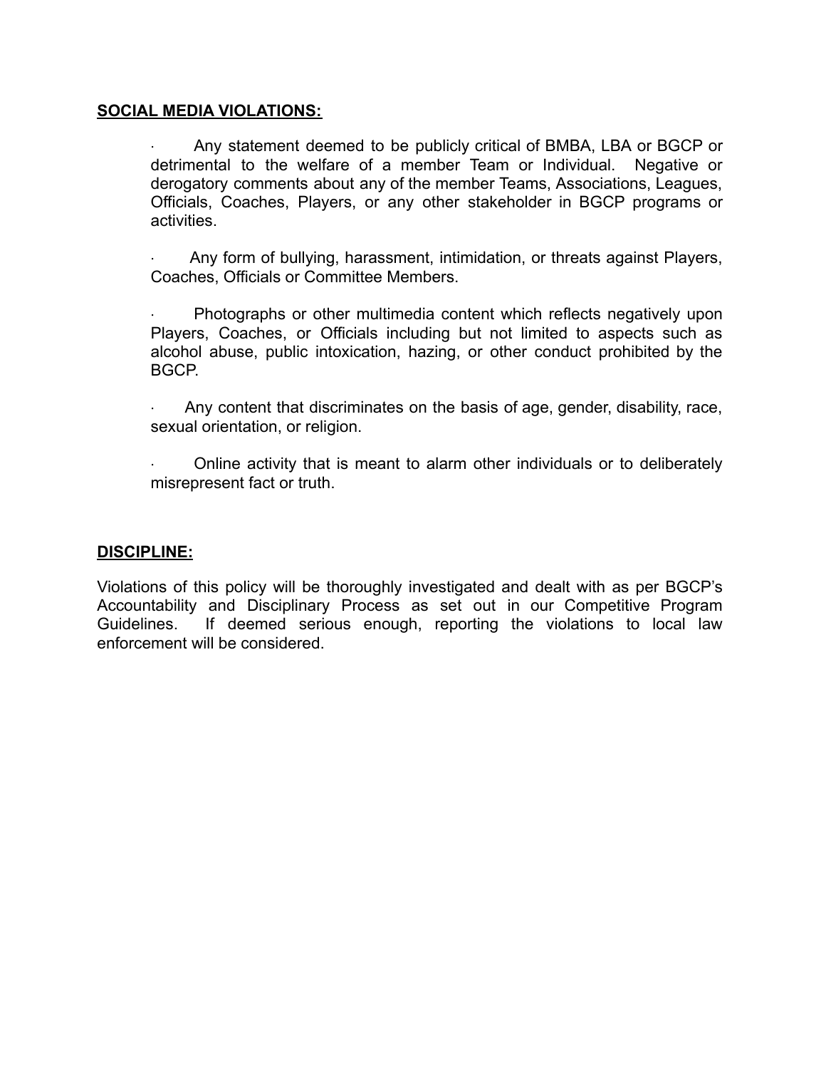**SOCIAL MEDIA VIOLATIONS:**

- Any statement deemed to be publicly critical of BMBA, LBA or BGCP or detrimental to the welfare of a member Team or Individual. Negative or derogatory comments about any of the member Teams, Associations, Leagues, Officials, Coaches, Players, or any other stakeholder in BGCP programs or activities.

- Any form of bullying, harassment, intimidation, or threats against Players, Coaches, Officials or Committee Members.

- Photographs or other multimedia content which reflects negatively upon Players, Coaches, or Officials including but not limited to aspects such as alcohol abuse, public intoxication, hazing, or other conduct prohibited by the BGCP.

- Any content that discriminates on the basis of age, gender, disability, race, sexual orientation, or religion.

- Online activity that is meant to alarm other individuals or to deliberately misrepresent fact or truth.

**DISCIPLINE:**

Violations of this policy will be thoroughly investigated and dealt with as per BGCP's Accountability and Disciplinary Process as set out in our Competitive Program Guidelines. If deemed serious enough, reporting the violations to local law enforcement will be considered.